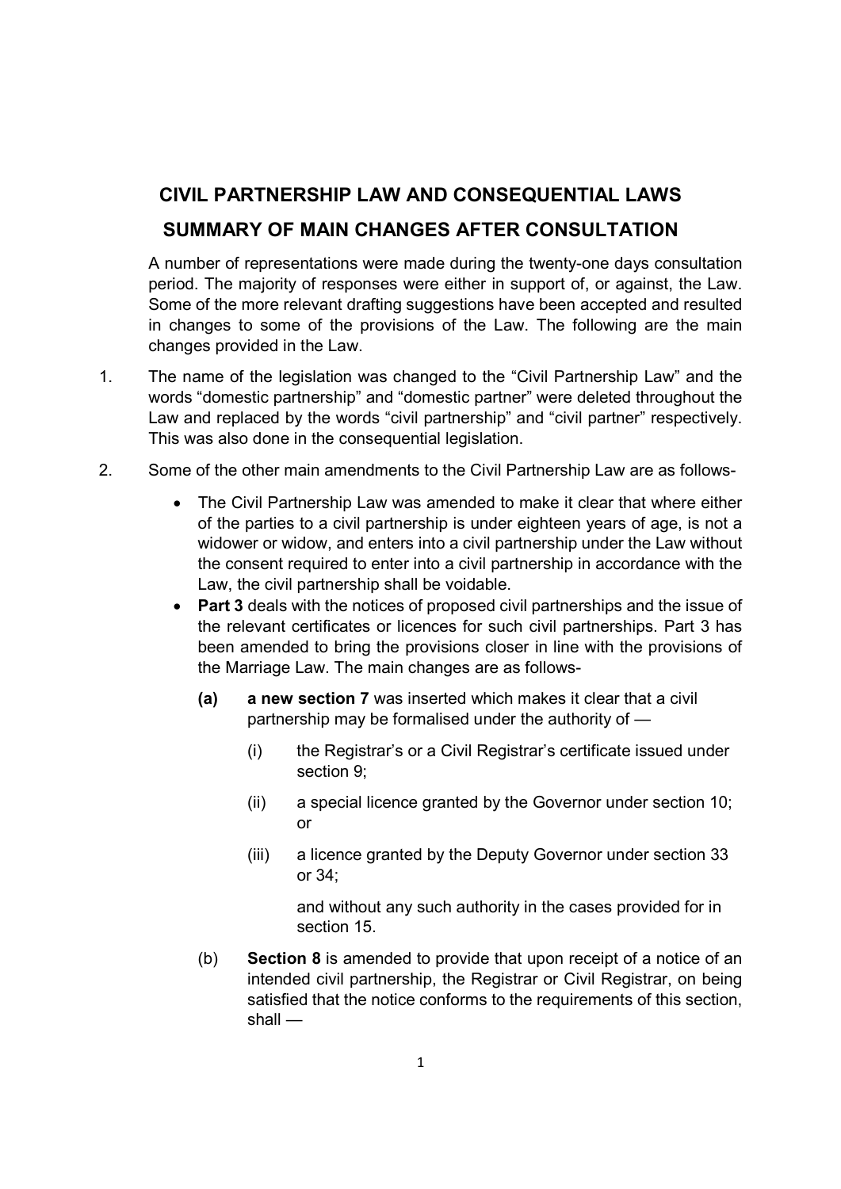# CIVIL PARTNERSHIP LAW AND CONSEQUENTIAL LAWS

## SUMMARY OF MAIN CHANGES AFTER CONSULTATION

A number of representations were made during the twenty-one days consultation period. The majority of responses were either in support of, or against, the Law. Some of the more relevant drafting suggestions have been accepted and resulted in changes to some of the provisions of the Law. The following are the main changes provided in the Law.

1. The name of the legislation was changed to the "Civil Partnership Law" and the words "domestic partnership" and "domestic partner" were deleted throughout the Law and replaced by the words "civil partnership" and "civil partner" respectively. This was also done in the consequential legislation.

2. Some of the other main amendments to the Civil Partnership Law are as follows-

   - The Civil Partnership Law was amended to make it clear that where either of the parties to a civil partnership is under eighteen years of age, is not a widower or widow, and enters into a civil partnership under the Law without the consent required to enter into a civil partnership in accordance with the Law, the civil partnership shall be voidable.
   - **Part 3** deals with the notices of proposed civil partnerships and the issue of the relevant certificates or licences for such civil partnerships. Part 3 has been amended to bring the provisions closer in line with the provisions of the Marriage Law. The main changes are as follows-

     **(a)** **a new section 7** was inserted which makes it clear that a civil partnership may be formalised under the authority of —

     (i) the Registrar's or a Civil Registrar's certificate issued under section 9;

     (ii) a special licence granted by the Governor under section 10; or

     (iii) a licence granted by the Deputy Governor under section 33 or 34;

     and without any such authority in the cases provided for in section 15.

     (b) **Section 8** is amended to provide that upon receipt of a notice of an intended civil partnership, the Registrar or Civil Registrar, on being satisfied that the notice conforms to the requirements of this section, shall —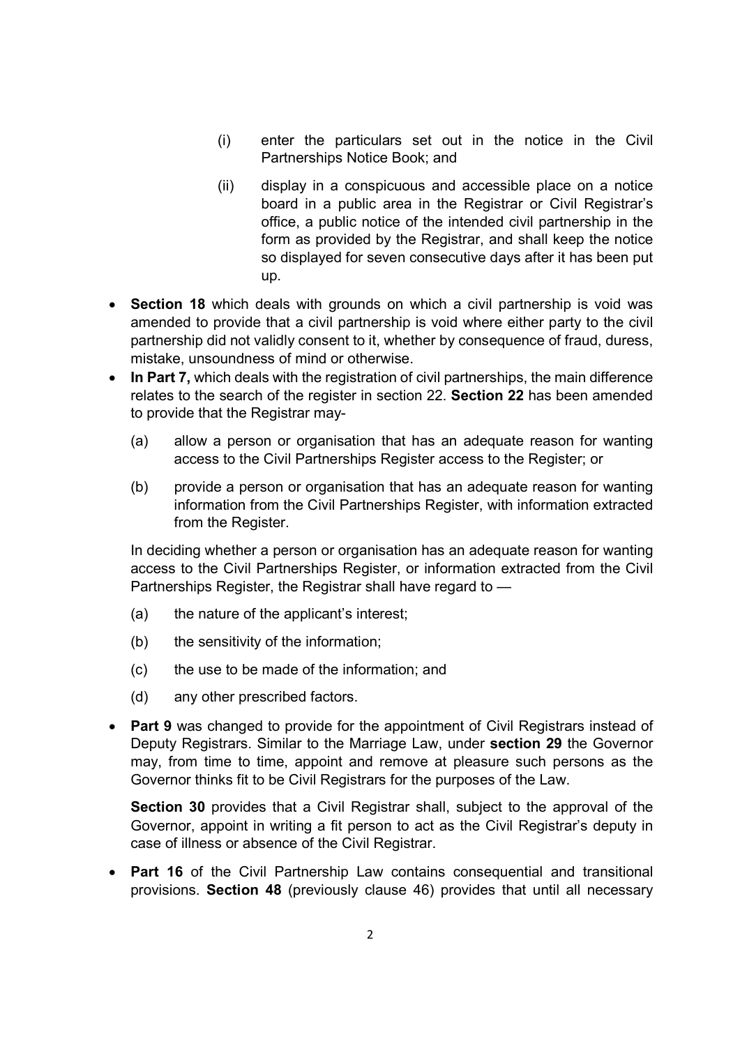(i) enter the particulars set out in the notice in the Civil Partnerships Notice Book; and

(ii) display in a conspicuous and accessible place on a notice board in a public area in the Registrar or Civil Registrar's office, a public notice of the intended civil partnership in the form as provided by the Registrar, and shall keep the notice so displayed for seven consecutive days after it has been put up.

- **Section 18** which deals with grounds on which a civil partnership is void was amended to provide that a civil partnership is void where either party to the civil partnership did not validly consent to it, whether by consequence of fraud, duress, mistake, unsoundness of mind or otherwise.
- **In Part 7,** which deals with the registration of civil partnerships, the main difference relates to the search of the register in section 22. **Section 22** has been amended to provide that the Registrar may-

  (a) allow a person or organisation that has an adequate reason for wanting access to the Civil Partnerships Register access to the Register; or

  (b) provide a person or organisation that has an adequate reason for wanting information from the Civil Partnerships Register, with information extracted from the Register.

  In deciding whether a person or organisation has an adequate reason for wanting access to the Civil Partnerships Register, or information extracted from the Civil Partnerships Register, the Registrar shall have regard to —

  (a) the nature of the applicant's interest;

  (b) the sensitivity of the information;

  (c) the use to be made of the information; and

  (d) any other prescribed factors.

- **Part 9** was changed to provide for the appointment of Civil Registrars instead of Deputy Registrars. Similar to the Marriage Law, under **section 29** the Governor may, from time to time, appoint and remove at pleasure such persons as the Governor thinks fit to be Civil Registrars for the purposes of the Law.

  **Section 30** provides that a Civil Registrar shall, subject to the approval of the Governor, appoint in writing a fit person to act as the Civil Registrar's deputy in case of illness or absence of the Civil Registrar.

- **Part 16** of the Civil Partnership Law contains consequential and transitional provisions. **Section 48** (previously clause 46) provides that until all necessary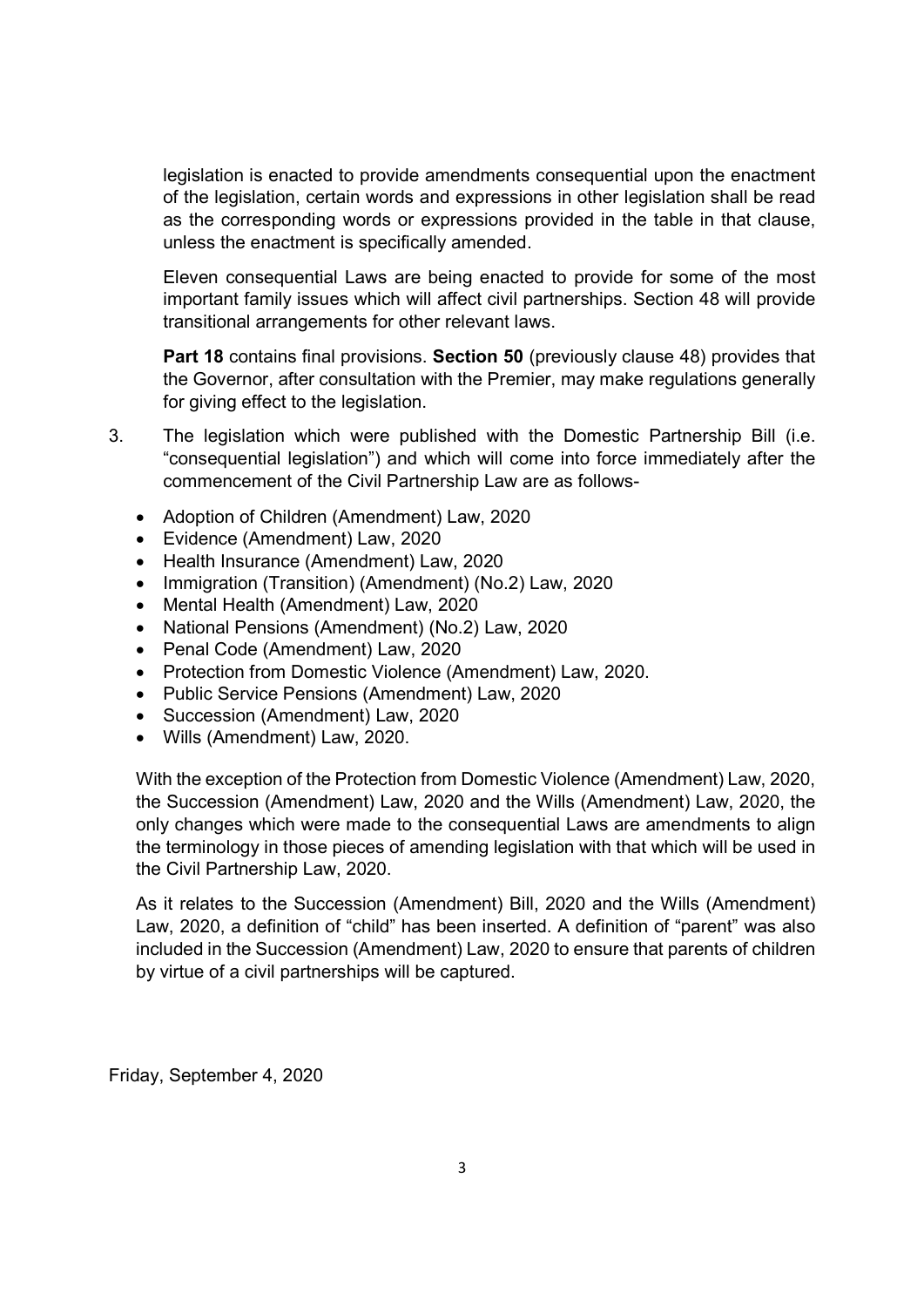legislation is enacted to provide amendments consequential upon the enactment of the legislation, certain words and expressions in other legislation shall be read as the corresponding words or expressions provided in the table in that clause, unless the enactment is specifically amended.

Eleven consequential Laws are being enacted to provide for some of the most important family issues which will affect civil partnerships. Section 48 will provide transitional arrangements for other relevant laws.

**Part 18** contains final provisions. **Section 50** (previously clause 48) provides that the Governor, after consultation with the Premier, may make regulations generally for giving effect to the legislation.

3. The legislation which were published with the Domestic Partnership Bill (i.e. "consequential legislation") and which will come into force immediately after the commencement of the Civil Partnership Law are as follows-

   - Adoption of Children (Amendment) Law, 2020
   - Evidence (Amendment) Law, 2020
   - Health Insurance (Amendment) Law, 2020
   - Immigration (Transition) (Amendment) (No.2) Law, 2020
   - Mental Health (Amendment) Law, 2020
   - National Pensions (Amendment) (No.2) Law, 2020
   - Penal Code (Amendment) Law, 2020
   - Protection from Domestic Violence (Amendment) Law, 2020.
   - Public Service Pensions (Amendment) Law, 2020
   - Succession (Amendment) Law, 2020
   - Wills (Amendment) Law, 2020.

   With the exception of the Protection from Domestic Violence (Amendment) Law, 2020, the Succession (Amendment) Law, 2020 and the Wills (Amendment) Law, 2020, the only changes which were made to the consequential Laws are amendments to align the terminology in those pieces of amending legislation with that which will be used in the Civil Partnership Law, 2020.

   As it relates to the Succession (Amendment) Bill, 2020 and the Wills (Amendment) Law, 2020, a definition of "child" has been inserted. A definition of "parent" was also included in the Succession (Amendment) Law, 2020 to ensure that parents of children by virtue of a civil partnerships will be captured.

Friday, September 4, 2020